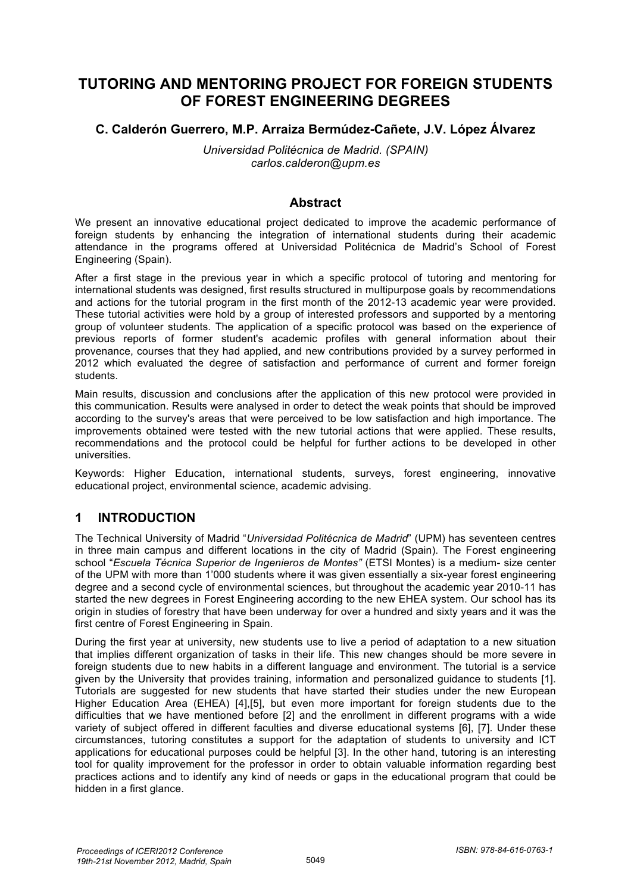# TUTORING AND MENTORING PROJECT FOR FOREIGN STUDENTS OF FOREST ENGINEERING DEGREES

**C. Calderón Guerrero, M.P. Arraiza Bermúdez-Cañete, J.V. López Álvarez**

*Universidad Politécnica de Madrid. (SPAIN)*
*carlos.calderon@upm.es*

## Abstract

We present an innovative educational project dedicated to improve the academic performance of foreign students by enhancing the integration of international students during their academic attendance in the programs offered at Universidad Politécnica de Madrid's School of Forest Engineering (Spain).

After a first stage in the previous year in which a specific protocol of tutoring and mentoring for international students was designed, first results structured in multipurpose goals by recommendations and actions for the tutorial program in the first month of the 2012-13 academic year were provided. These tutorial activities were hold by a group of interested professors and supported by a mentoring group of volunteer students. The application of a specific protocol was based on the experience of previous reports of former student's academic profiles with general information about their provenance, courses that they had applied, and new contributions provided by a survey performed in 2012 which evaluated the degree of satisfaction and performance of current and former foreign students.

Main results, discussion and conclusions after the application of this new protocol were provided in this communication. Results were analysed in order to detect the weak points that should be improved according to the survey's areas that were perceived to be low satisfaction and high importance. The improvements obtained were tested with the new tutorial actions that were applied. These results, recommendations and the protocol could be helpful for further actions to be developed in other universities.

Keywords: Higher Education, international students, surveys, forest engineering, innovative educational project, environmental science, academic advising.

## 1 INTRODUCTION

The Technical University of Madrid "*Universidad Politécnica de Madrid*" (UPM) has seventeen centres in three main campus and different locations in the city of Madrid (Spain). The Forest engineering school "*Escuela Técnica Superior de Ingenieros de Montes"* (ETSI Montes) is a medium- size center of the UPM with more than 1'000 students where it was given essentially a six-year forest engineering degree and a second cycle of environmental sciences, but throughout the academic year 2010-11 has started the new degrees in Forest Engineering according to the new EHEA system. Our school has its origin in studies of forestry that have been underway for over a hundred and sixty years and it was the first centre of Forest Engineering in Spain.

During the first year at university, new students use to live a period of adaptation to a new situation that implies different organization of tasks in their life. This new changes should be more severe in foreign students due to new habits in a different language and environment. The tutorial is a service given by the University that provides training, information and personalized guidance to students [1]. Tutorials are suggested for new students that have started their studies under the new European Higher Education Area (EHEA) [4],[5], but even more important for foreign students due to the difficulties that we have mentioned before [2] and the enrollment in different programs with a wide variety of subject offered in different faculties and diverse educational systems [6], [7]. Under these circumstances, tutoring constitutes a support for the adaptation of students to university and ICT applications for educational purposes could be helpful [3]. In the other hand, tutoring is an interesting tool for quality improvement for the professor in order to obtain valuable information regarding best practices actions and to identify any kind of needs or gaps in the educational program that could be hidden in a first glance.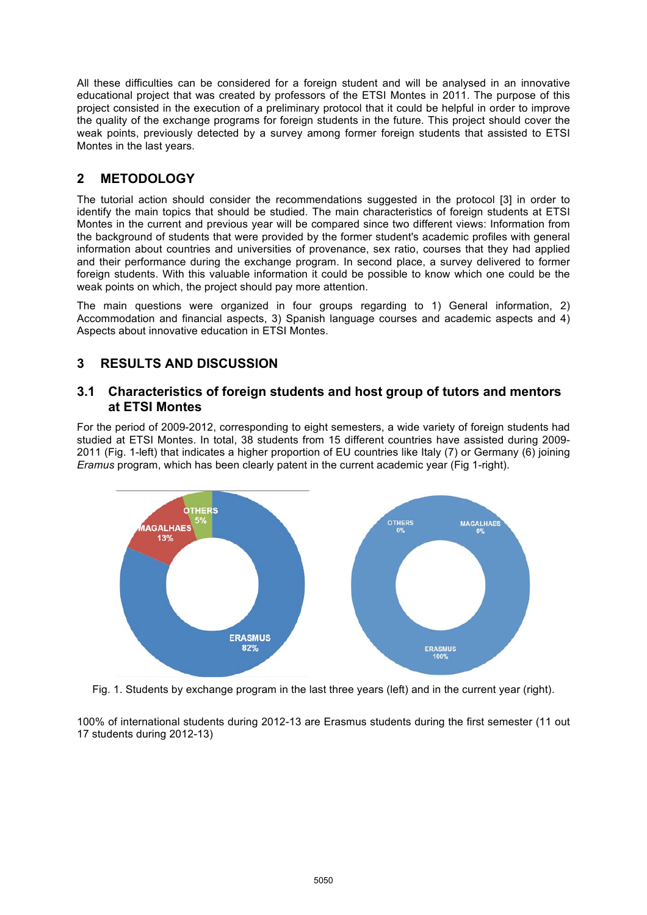All these difficulties can be considered for a foreign student and will be analysed in an innovative educational project that was created by professors of the ETSI Montes in 2011. The purpose of this project consisted in the execution of a preliminary protocol that it could be helpful in order to improve the quality of the exchange programs for foreign students in the future. This project should cover the weak points, previously detected by a survey among former foreign students that assisted to ETSI Montes in the last years.

## 2 METODOLOGY

The tutorial action should consider the recommendations suggested in the protocol [3] in order to identify the main topics that should be studied. The main characteristics of foreign students at ETSI Montes in the current and previous year will be compared since two different views: Information from the background of students that were provided by the former student's academic profiles with general information about countries and universities of provenance, sex ratio, courses that they had applied and their performance during the exchange program. In second place, a survey delivered to former foreign students. With this valuable information it could be possible to know which one could be the weak points on which, the project should pay more attention.

The main questions were organized in four groups regarding to 1) General information, 2) Accommodation and financial aspects, 3) Spanish language courses and academic aspects and 4) Aspects about innovative education in ETSI Montes.

## 3 RESULTS AND DISCUSSION

### 3.1 Characteristics of foreign students and host group of tutors and mentors at ETSI Montes

For the period of 2009-2012, corresponding to eight semesters, a wide variety of foreign students had studied at ETSI Montes. In total, 38 students from 15 different countries have assisted during 2009-2011 (Fig. 1-left) that indicates a higher proportion of EU countries like Italy (7) or Germany (6) joining *Eramus* program, which has been clearly patent in the current academic year (Fig 1-right).

Fig. 1. Students by exchange program in the last three years (left) and in the current year (right).

100% of international students during 2012-13 are Erasmus students during the first semester (11 out 17 students during 2012-13)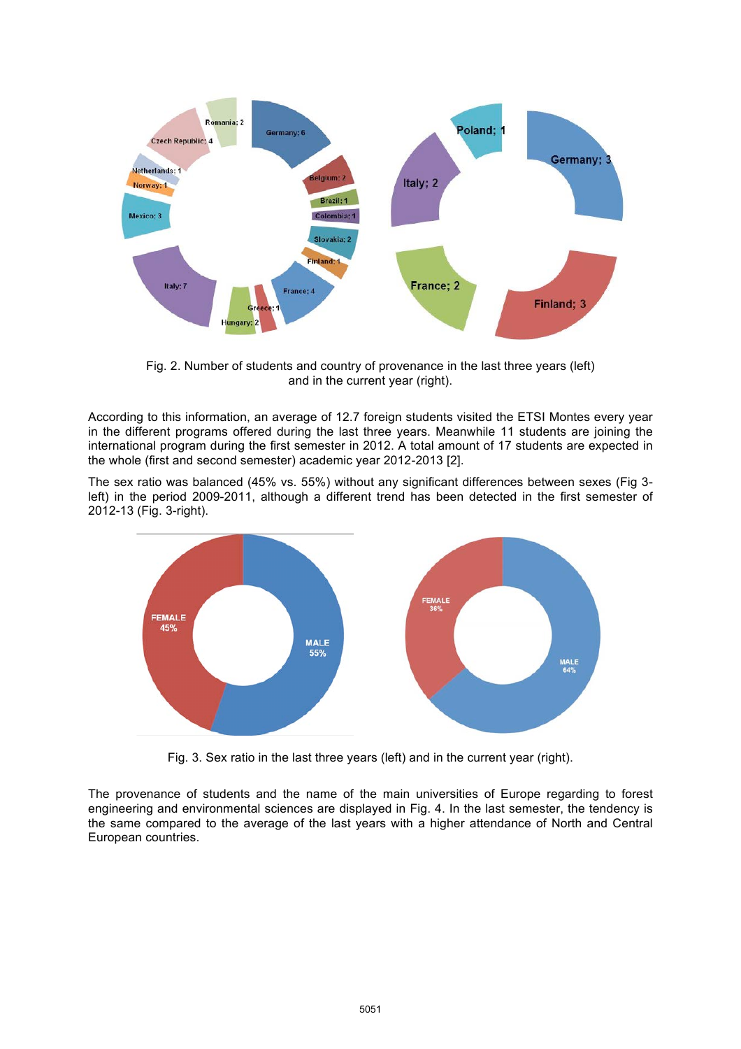Fig. 2. Number of students and country of provenance in the last three years (left) and in the current year (right).

According to this information, an average of 12.7 foreign students visited the ETSI Montes every year in the different programs offered during the last three years. Meanwhile 11 students are joining the international program during the first semester in 2012. A total amount of 17 students are expected in the whole (first and second semester) academic year 2012-2013 [2].

The sex ratio was balanced (45% vs. 55%) without any significant differences between sexes (Fig 3-left) in the period 2009-2011, although a different trend has been detected in the first semester of 2012-13 (Fig. 3-right).

Fig. 3. Sex ratio in the last three years (left) and in the current year (right).

The provenance of students and the name of the main universities of Europe regarding to forest engineering and environmental sciences are displayed in Fig. 4. In the last semester, the tendency is the same compared to the average of the last years with a higher attendance of North and Central European countries.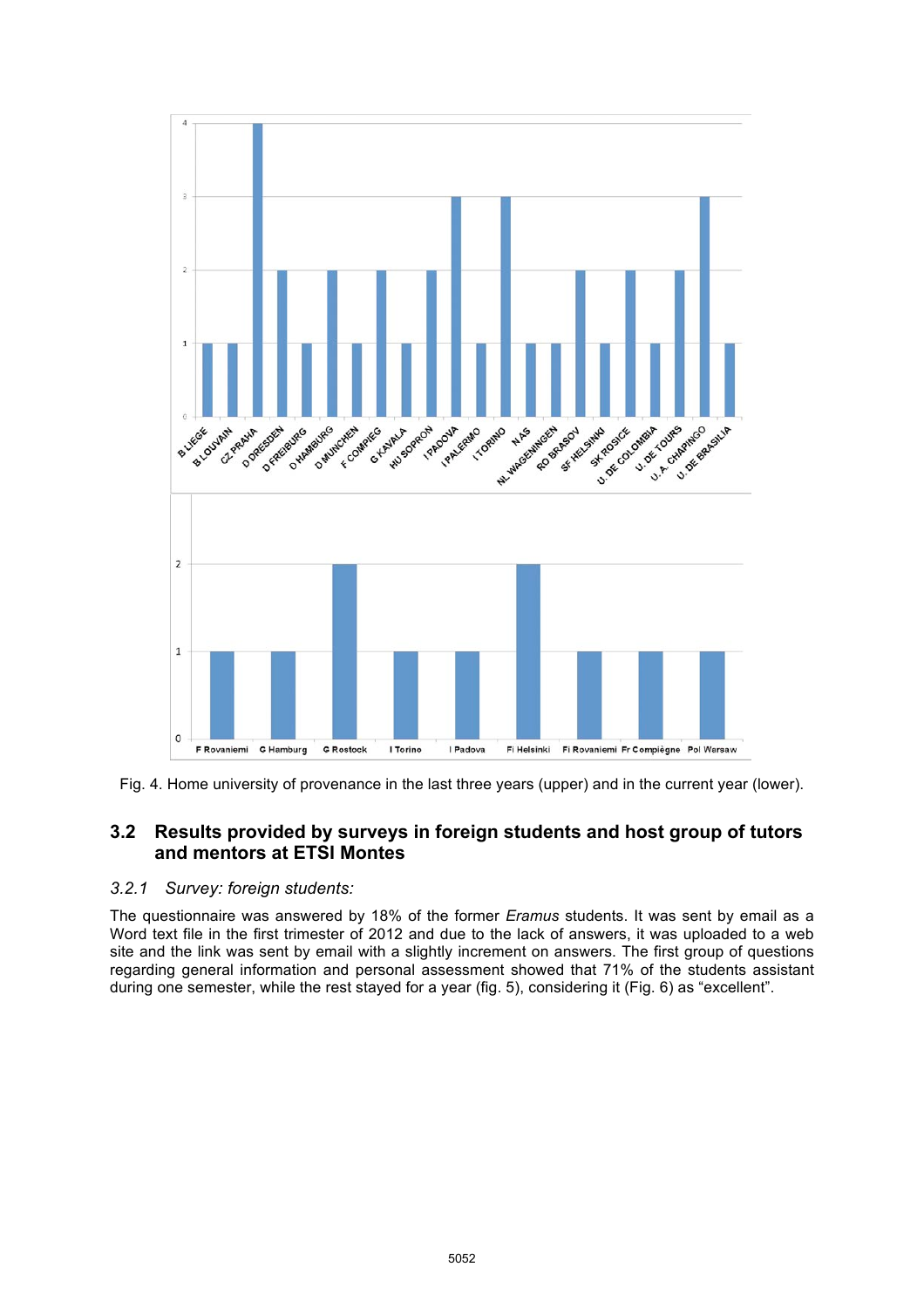Fig. 4. Home university of provenance in the last three years (upper) and in the current year (lower).

## 3.2 Results provided by surveys in foreign students and host group of tutors and mentors at ETSI Montes

### *3.2.1 Survey: foreign students:*

The questionnaire was answered by 18% of the former *Eramus* students. It was sent by email as a Word text file in the first trimester of 2012 and due to the lack of answers, it was uploaded to a web site and the link was sent by email with a slightly increment on answers. The first group of questions regarding general information and personal assessment showed that 71% of the students assistant during one semester, while the rest stayed for a year (fig. 5), considering it (Fig. 6) as "excellent".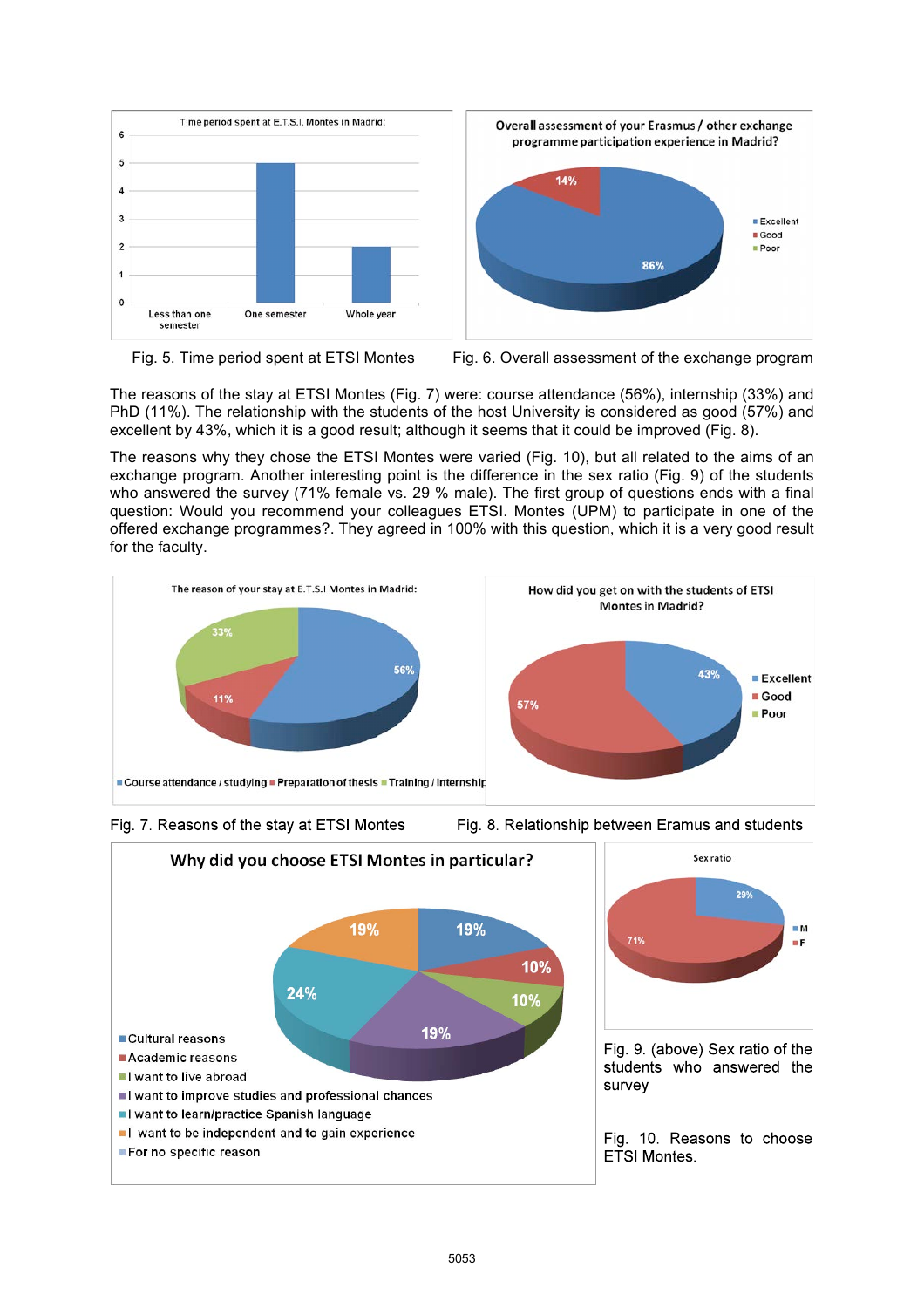Fig. 5. Time period spent at ETSI Montes

Fig. 6. Overall assessment of the exchange program

The reasons of the stay at ETSI Montes (Fig. 7) were: course attendance (56%), internship (33%) and PhD (11%). The relationship with the students of the host University is considered as good (57%) and excellent by 43%, which it is a good result; although it seems that it could be improved (Fig. 8).

The reasons why they chose the ETSI Montes were varied (Fig. 10), but all related to the aims of an exchange program. Another interesting point is the difference in the sex ratio (Fig. 9) of the students who answered the survey (71% female vs. 29 % male). The first group of questions ends with a final question: Would you recommend your colleagues ETSI. Montes (UPM) to participate in one of the offered exchange programmes?. They agreed in 100% with this question, which it is a very good result for the faculty.

Fig. 7. Reasons of the stay at ETSI Montes

Fig. 8. Relationship between Eramus and students

Fig. 9. (above) Sex ratio of the students who answered the survey

Fig. 10. Reasons to choose ETSI Montes.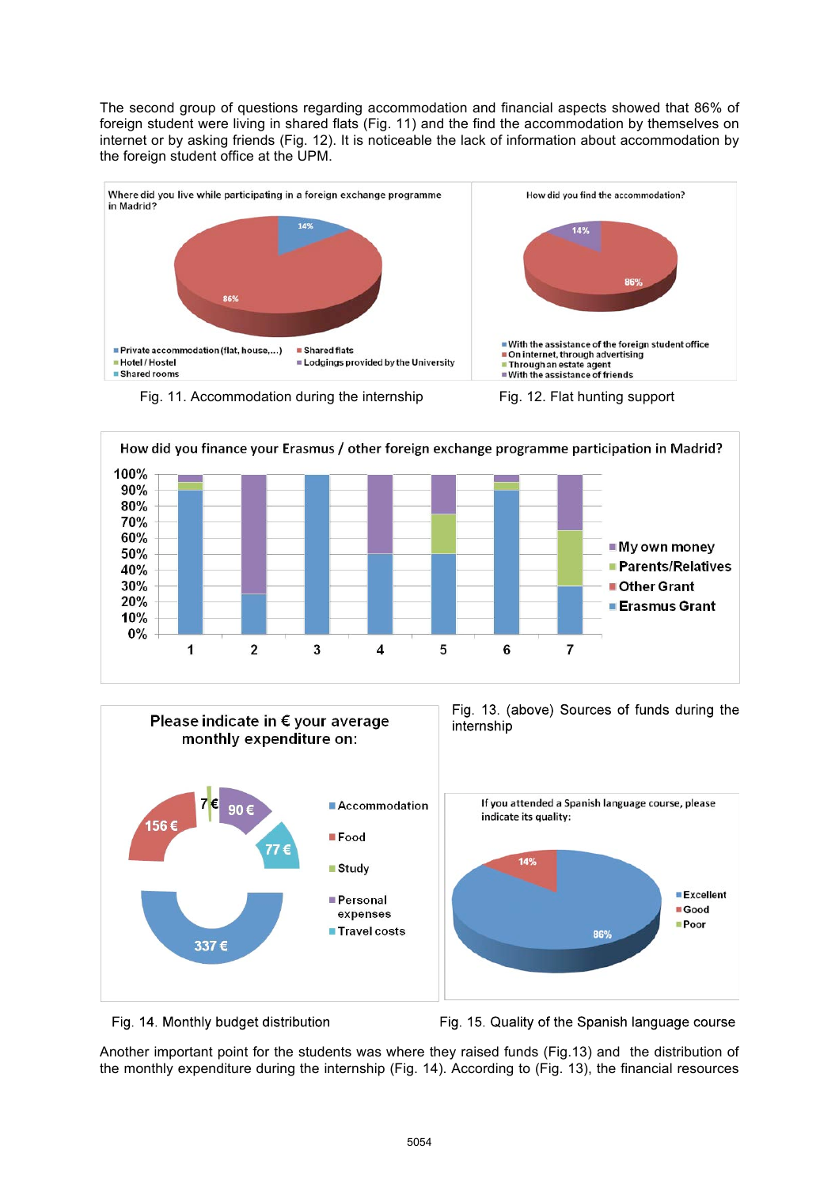The second group of questions regarding accommodation and financial aspects showed that 86% of foreign student were living in shared flats (Fig. 11) and the find the accommodation by themselves on internet or by asking friends (Fig. 12). It is noticeable the lack of information about accommodation by the foreign student office at the UPM.

Fig. 11. Accommodation during the internship

Fig. 12. Flat hunting support

Fig. 13. (above) Sources of funds during the internship

Fig. 14. Monthly budget distribution

Fig. 15. Quality of the Spanish language course

Another important point for the students was where they raised funds (Fig.13) and the distribution of the monthly expenditure during the internship (Fig. 14). According to (Fig. 13), the financial resources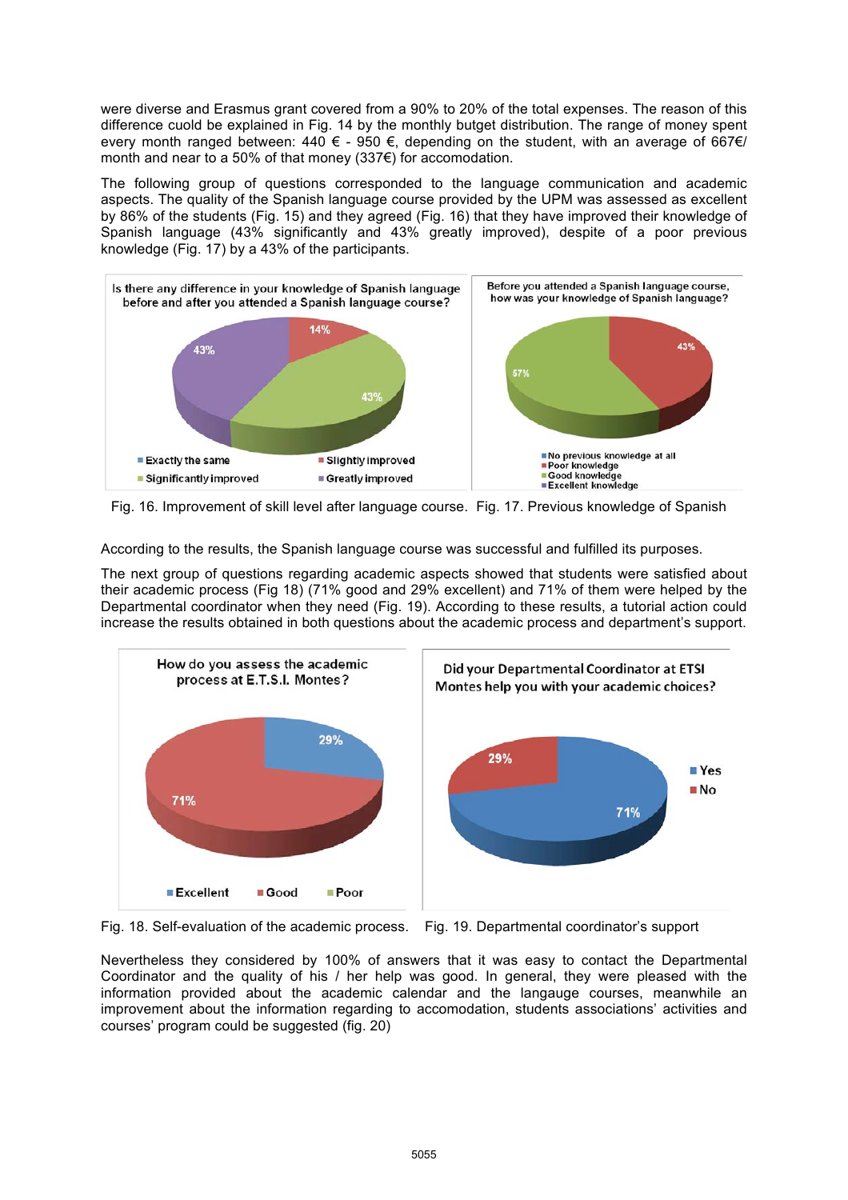were diverse and Erasmus grant covered from a 90% to 20% of the total expenses. The reason of this difference cuold be explained in Fig. 14 by the monthly butget distribution. The range of money spent every month ranged between: 440 € - 950 €, depending on the student, with an average of 667€/ month and near to a 50% of that money (337€) for accomodation.

The following group of questions corresponded to the language communication and academic aspects. The quality of the Spanish language course provided by the UPM was assessed as excellent by 86% of the students (Fig. 15) and they agreed (Fig. 16) that they have improved their knowledge of Spanish language (43% significantly and 43% greatly improved), despite of a poor previous knowledge (Fig. 17) by a 43% of the participants.

Fig. 16. Improvement of skill level after language course. Fig. 17. Previous knowledge of Spanish

According to the results, the Spanish language course was successful and fulfilled its purposes.

The next group of questions regarding academic aspects showed that students were satisfied about their academic process (Fig 18) (71% good and 29% excellent) and 71% of them were helped by the Departmental coordinator when they need (Fig. 19). According to these results, a tutorial action could increase the results obtained in both questions about the academic process and department's support.

Fig. 18. Self-evaluation of the academic process. Fig. 19. Departmental coordinator's support

Nevertheless they considered by 100% of answers that it was easy to contact the Departmental Coordinator and the quality of his / her help was good. In general, they were pleased with the information provided about the academic calendar and the langauge courses, meanwhile an improvement about the information regarding to accomodation, students associations' activities and courses' program could be suggested (fig. 20)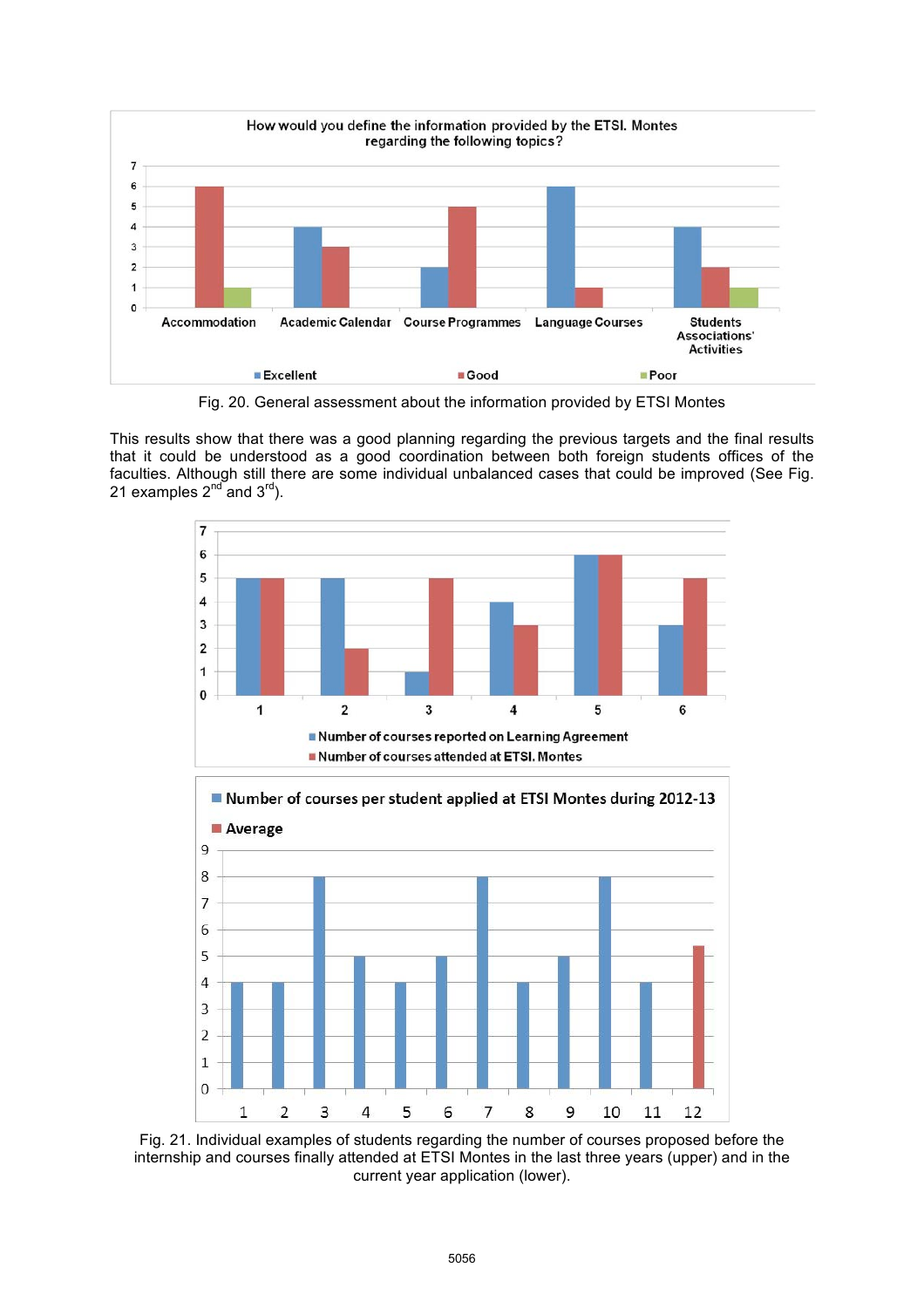Fig. 20. General assessment about the information provided by ETSI Montes

This results show that there was a good planning regarding the previous targets and the final results that it could be understood as a good coordination between both foreign students offices of the faculties. Although still there are some individual unbalanced cases that could be improved (See Fig. 21 examples 2nd and 3rd).

Fig. 21. Individual examples of students regarding the number of courses proposed before the internship and courses finally attended at ETSI Montes in the last three years (upper) and in the current year application (lower).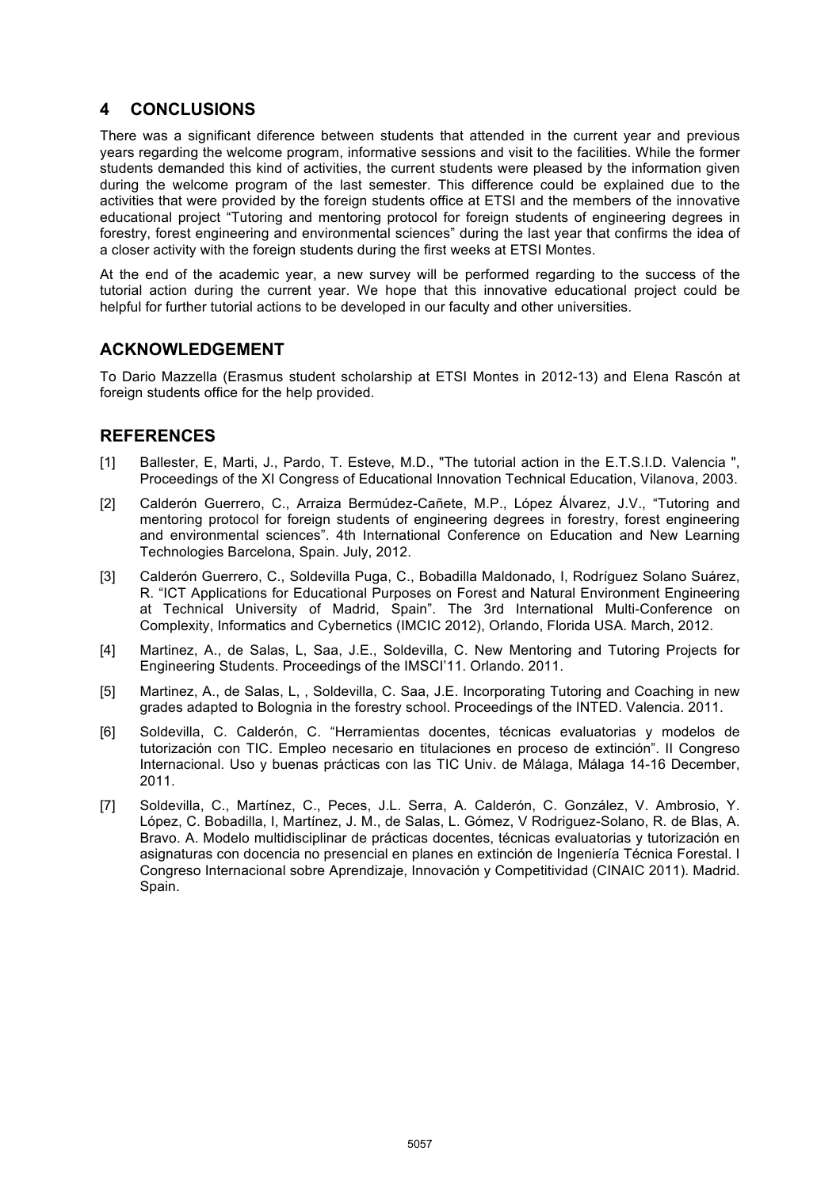## 4 CONCLUSIONS

There was a significant diference between students that attended in the current year and previous years regarding the welcome program, informative sessions and visit to the facilities. While the former students demanded this kind of activities, the current students were pleased by the information given during the welcome program of the last semester. This difference could be explained due to the activities that were provided by the foreign students office at ETSI and the members of the innovative educational project "Tutoring and mentoring protocol for foreign students of engineering degrees in forestry, forest engineering and environmental sciences" during the last year that confirms the idea of a closer activity with the foreign students during the first weeks at ETSI Montes.

At the end of the academic year, a new survey will be performed regarding to the success of the tutorial action during the current year. We hope that this innovative educational project could be helpful for further tutorial actions to be developed in our faculty and other universities.

## ACKNOWLEDGEMENT

To Dario Mazzella (Erasmus student scholarship at ETSI Montes in 2012-13) and Elena Rascón at foreign students office for the help provided.

## REFERENCES

[1] Ballester, E, Marti, J., Pardo, T. Esteve, M.D., "The tutorial action in the E.T.S.I.D. Valencia ", Proceedings of the XI Congress of Educational Innovation Technical Education, Vilanova, 2003.

[2] Calderón Guerrero, C., Arraiza Bermúdez-Cañete, M.P., López Álvarez, J.V., "Tutoring and mentoring protocol for foreign students of engineering degrees in forestry, forest engineering and environmental sciences". 4th International Conference on Education and New Learning Technologies Barcelona, Spain. July, 2012.

[3] Calderón Guerrero, C., Soldevilla Puga, C., Bobadilla Maldonado, I, Rodríguez Solano Suárez, R. "ICT Applications for Educational Purposes on Forest and Natural Environment Engineering at Technical University of Madrid, Spain". The 3rd International Multi-Conference on Complexity, Informatics and Cybernetics (IMCIC 2012), Orlando, Florida USA. March, 2012.

[4] Martinez, A., de Salas, L, Saa, J.E., Soldevilla, C. New Mentoring and Tutoring Projects for Engineering Students. Proceedings of the IMSCI'11. Orlando. 2011.

[5] Martinez, A., de Salas, L, , Soldevilla, C. Saa, J.E. Incorporating Tutoring and Coaching in new grades adapted to Bolognia in the forestry school. Proceedings of the INTED. Valencia. 2011.

[6] Soldevilla, C. Calderón, C. "Herramientas docentes, técnicas evaluatorias y modelos de tutorización con TIC. Empleo necesario en titulaciones en proceso de extinción". II Congreso Internacional. Uso y buenas prácticas con las TIC Univ. de Málaga, Málaga 14-16 December, 2011.

[7] Soldevilla, C., Martínez, C., Peces, J.L. Serra, A. Calderón, C. González, V. Ambrosio, Y. López, C. Bobadilla, I, Martínez, J. M., de Salas, L. Gómez, V Rodriguez-Solano, R. de Blas, A. Bravo. A. Modelo multidisciplinar de prácticas docentes, técnicas evaluatorias y tutorización en asignaturas con docencia no presencial en planes en extinción de Ingeniería Técnica Forestal. I Congreso Internacional sobre Aprendizaje, Innovación y Competitividad (CINAIC 2011). Madrid. Spain.